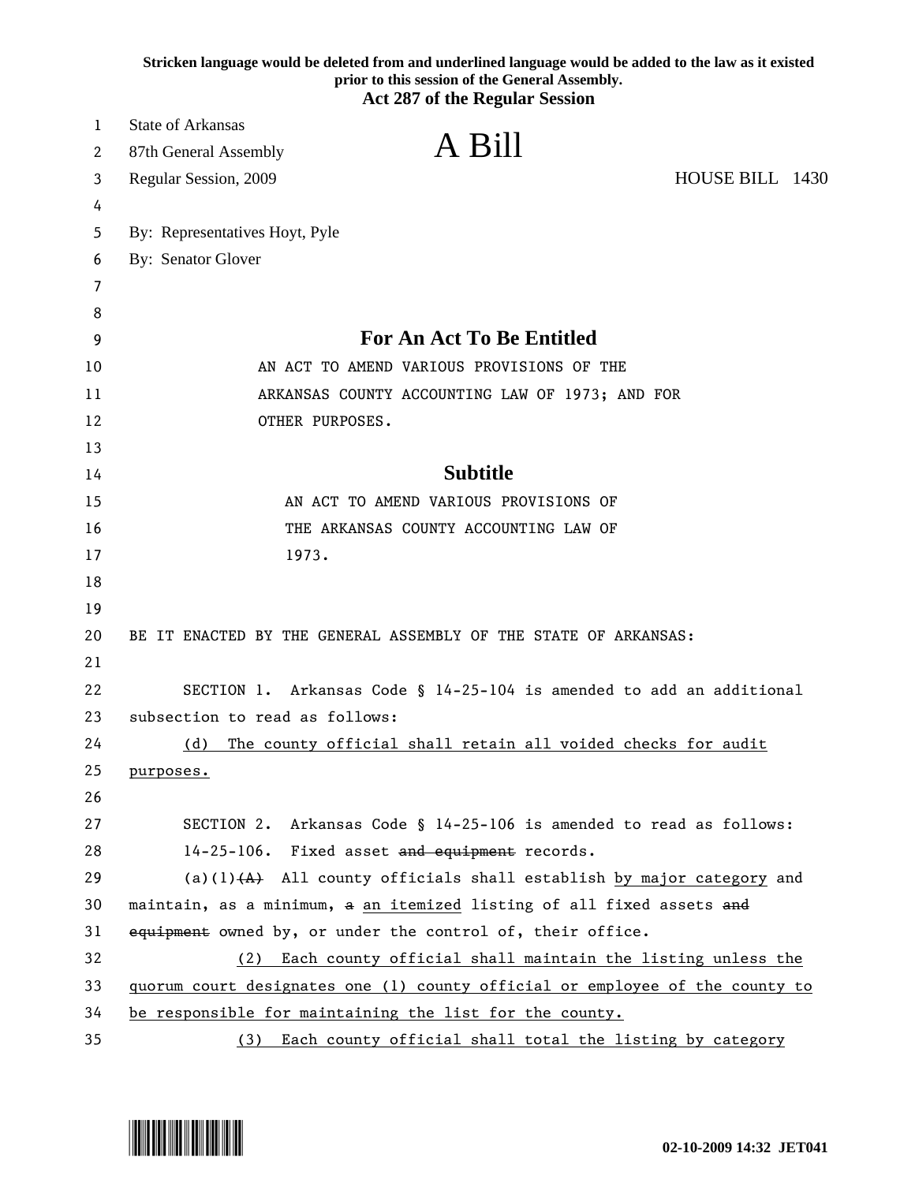**Stricken language would be deleted from and underlined language would be added to the law as it existed prior to this session of the General Assembly.**
**Act 287 of the Regular Session**

State of Arkansas
87th General Assembly
Regular Session, 2009

# A Bill

HOUSE BILL 1430

By: Representatives Hoyt, Pyle
By: Senator Glover

## For An Act To Be Entitled

AN ACT TO AMEND VARIOUS PROVISIONS OF THE ARKANSAS COUNTY ACCOUNTING LAW OF 1973; AND FOR OTHER PURPOSES.

## Subtitle

AN ACT TO AMEND VARIOUS PROVISIONS OF THE ARKANSAS COUNTY ACCOUNTING LAW OF 1973.

BE IT ENACTED BY THE GENERAL ASSEMBLY OF THE STATE OF ARKANSAS:

SECTION 1. Arkansas Code § 14-25-104 is amended to add an additional subsection to read as follows:

<u>(d) The county official shall retain all voided checks for audit purposes.</u>

SECTION 2. Arkansas Code § 14-25-106 is amended to read as follows:

14-25-106. Fixed asset ~~and equipment~~ records.

(a)(1)~~(A)~~ All county officials shall establish <u>by major category</u> and maintain, as a minimum, ~~a~~ <u>an itemized</u> listing of all fixed assets ~~and equipment~~ owned by, or under the control of, their office.

<u>(2) Each county official shall maintain the listing unless the quorum court designates one (1) county official or employee of the county to be responsible for maintaining the list for the county.</u>

<u>(3) Each county official shall total the listing by category</u>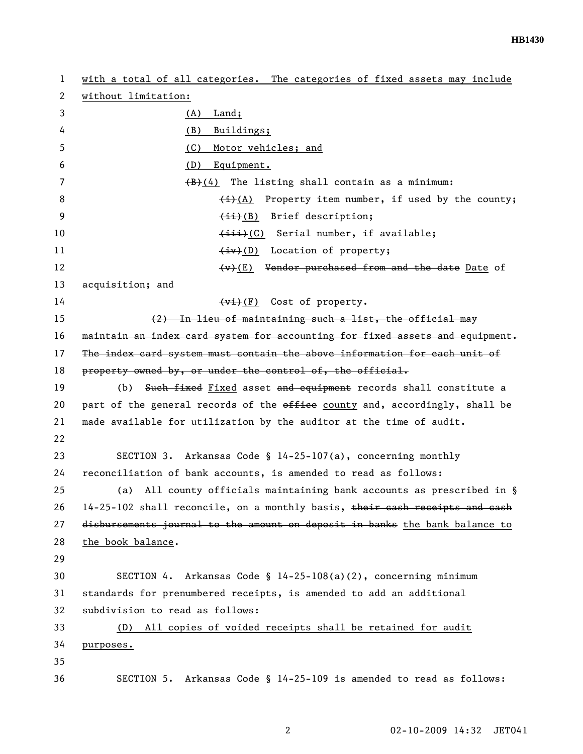with a total of all categories. The categories of fixed assets may include without limitation:

(A) Land;

(B) Buildings;

(C) Motor vehicles; and

(D) Equipment.

~~(B)~~(4) The listing shall contain as a minimum:

~~(i)~~(A) Property item number, if used by the county;

~~(ii)~~(B) Brief description;

~~(iii)~~(C) Serial number, if available;

~~(iv)~~(D) Location of property;

~~(v)~~(E) ~~Vendor purchased from and the date~~ Date of acquisition; and

~~(vi)~~(F) Cost of property.

~~(2) In lieu of maintaining such a list, the official may maintain an index card system for accounting for fixed assets and equipment. The index card system must contain the above information for each unit of property owned by, or under the control of, the official.~~

(b) ~~Such fixed~~ Fixed asset ~~and equipment~~ records shall constitute a part of the general records of the ~~office~~ county and, accordingly, shall be made available for utilization by the auditor at the time of audit.

SECTION 3. Arkansas Code § 14-25-107(a), concerning monthly reconciliation of bank accounts, is amended to read as follows:

(a) All county officials maintaining bank accounts as prescribed in § 14-25-102 shall reconcile, on a monthly basis, ~~their cash receipts and cash disbursements journal to the amount on deposit in banks~~ the bank balance to the book balance.

SECTION 4. Arkansas Code § 14-25-108(a)(2), concerning minimum standards for prenumbered receipts, is amended to add an additional subdivision to read as follows:

(D) All copies of voided receipts shall be retained for audit purposes.

SECTION 5. Arkansas Code § 14-25-109 is amended to read as follows: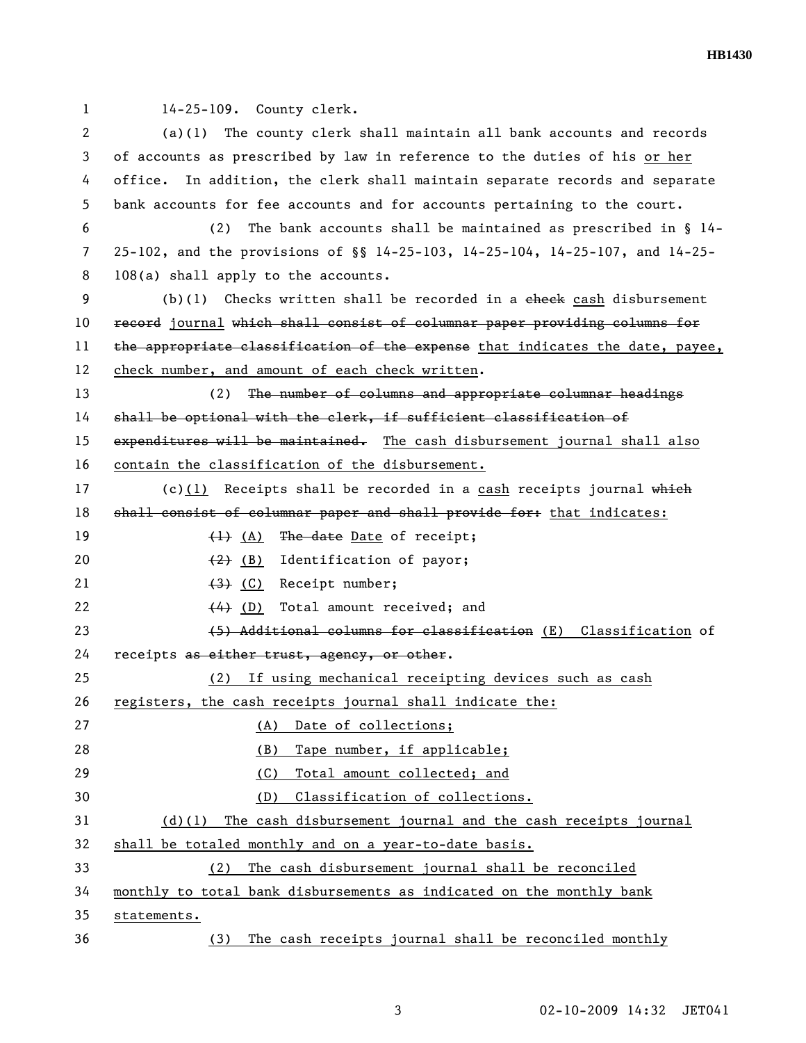14-25-109. County clerk.

(a)(1) The county clerk shall maintain all bank accounts and records of accounts as prescribed by law in reference to the duties of his <u>or her</u> office. In addition, the clerk shall maintain separate records and separate bank accounts for fee accounts and for accounts pertaining to the court.

(2) The bank accounts shall be maintained as prescribed in § 14-25-102, and the provisions of §§ 14-25-103, 14-25-104, 14-25-107, and 14-25-108(a) shall apply to the accounts.

(b)(1) Checks written shall be recorded in a ~~check~~ <u>cash</u> disbursement ~~record~~ <u>journal</u> ~~which shall consist of columnar paper providing columns for the appropriate classification of the expense~~ <u>that indicates the date, payee, check number, and amount of each check written</u>.

(2) ~~The number of columns and appropriate columnar headings shall be optional with the clerk, if sufficient classification of expenditures will be maintained.~~ <u>The cash disbursement journal shall also contain the classification of the disbursement.</u>

(c)<u>(1)</u> Receipts shall be recorded in a <u>cash</u> receipts journal ~~which shall consist of columnar paper and shall provide for:~~ <u>that indicates:</u>

~~(1)~~ <u>(A)</u> ~~The date~~ <u>Date</u> of receipt;

~~(2)~~ <u>(B)</u> Identification of payor;

~~(3)~~ <u>(C)</u> Receipt number;

~~(4)~~ <u>(D)</u> Total amount received; and

~~(5) Additional columns for classification~~ <u>(E) Classification</u> of receipts ~~as either trust, agency, or other~~.

<u>(2) If using mechanical receipting devices such as cash registers, the cash receipts journal shall indicate the:</u>

<u>(A) Date of collections;</u>

<u>(B) Tape number, if applicable;</u>

<u>(C) Total amount collected; and</u>

<u>(D) Classification of collections.</u>

<u>(d)(1) The cash disbursement journal and the cash receipts journal shall be totaled monthly and on a year-to-date basis.</u>

<u>(2) The cash disbursement journal shall be reconciled monthly to total bank disbursements as indicated on the monthly bank statements.</u>

<u>(3) The cash receipts journal shall be reconciled monthly</u>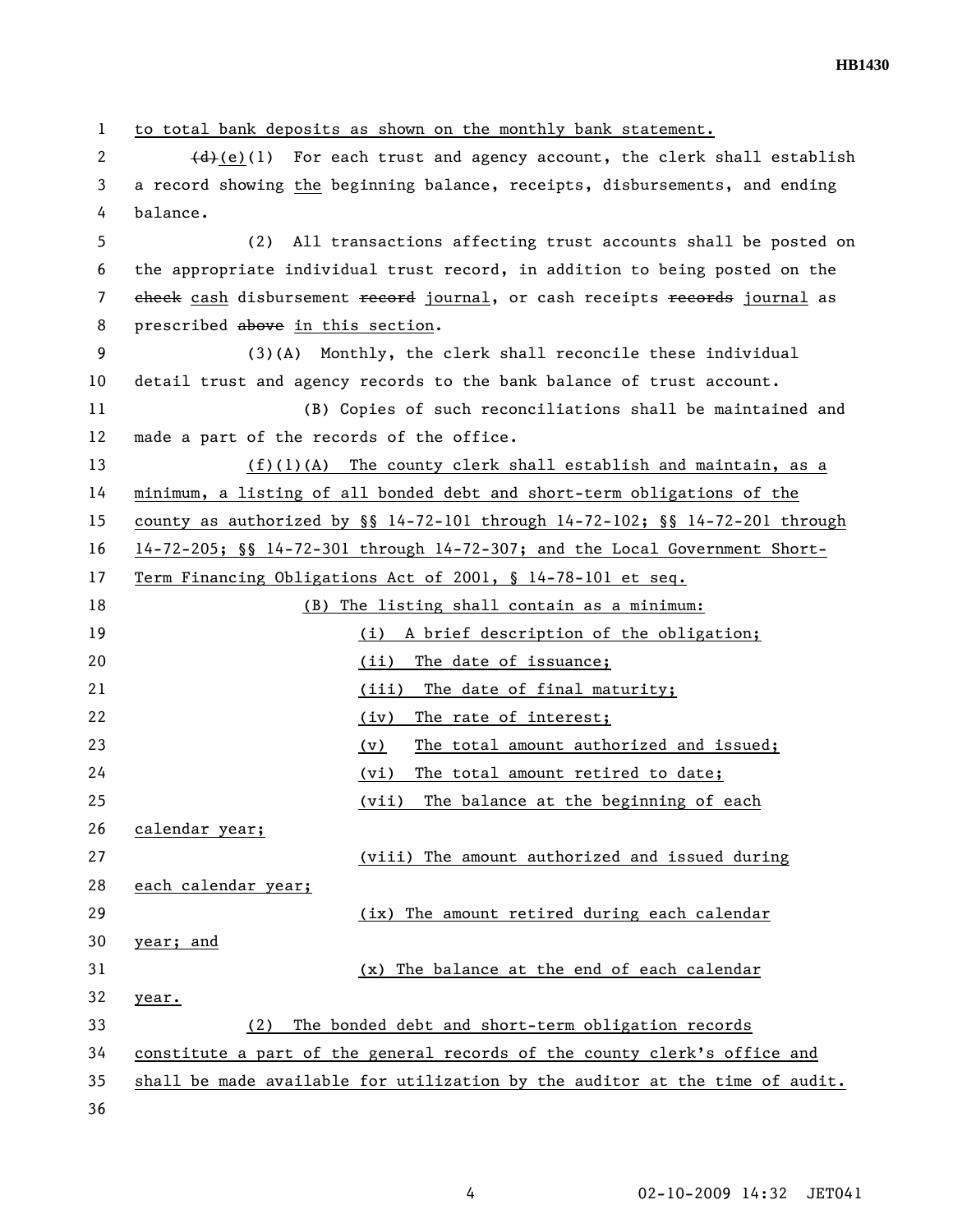to total bank deposits as shown on the monthly bank statement.

~~(d)~~(e)(1) For each trust and agency account, the clerk shall establish a record showing the beginning balance, receipts, disbursements, and ending balance.

(2) All transactions affecting trust accounts shall be posted on the appropriate individual trust record, in addition to being posted on the ~~check~~ cash disbursement ~~record~~ journal, or cash receipts ~~records~~ journal as prescribed ~~above~~ in this section.

(3)(A) Monthly, the clerk shall reconcile these individual detail trust and agency records to the bank balance of trust account.

(B) Copies of such reconciliations shall be maintained and made a part of the records of the office.

(f)(1)(A) The county clerk shall establish and maintain, as a minimum, a listing of all bonded debt and short-term obligations of the county as authorized by §§ 14-72-101 through 14-72-102; §§ 14-72-201 through 14-72-205; §§ 14-72-301 through 14-72-307; and the Local Government Short-Term Financing Obligations Act of 2001, § 14-78-101 et seq.

(B) The listing shall contain as a minimum:

(i) A brief description of the obligation;

(ii) The date of issuance;

(iii) The date of final maturity;

(iv) The rate of interest;

(v) The total amount authorized and issued;

(vi) The total amount retired to date;

(vii) The balance at the beginning of each calendar year;

(viii) The amount authorized and issued during each calendar year;

(ix) The amount retired during each calendar year; and

(x) The balance at the end of each calendar year.

(2) The bonded debt and short-term obligation records constitute a part of the general records of the county clerk's office and shall be made available for utilization by the auditor at the time of audit.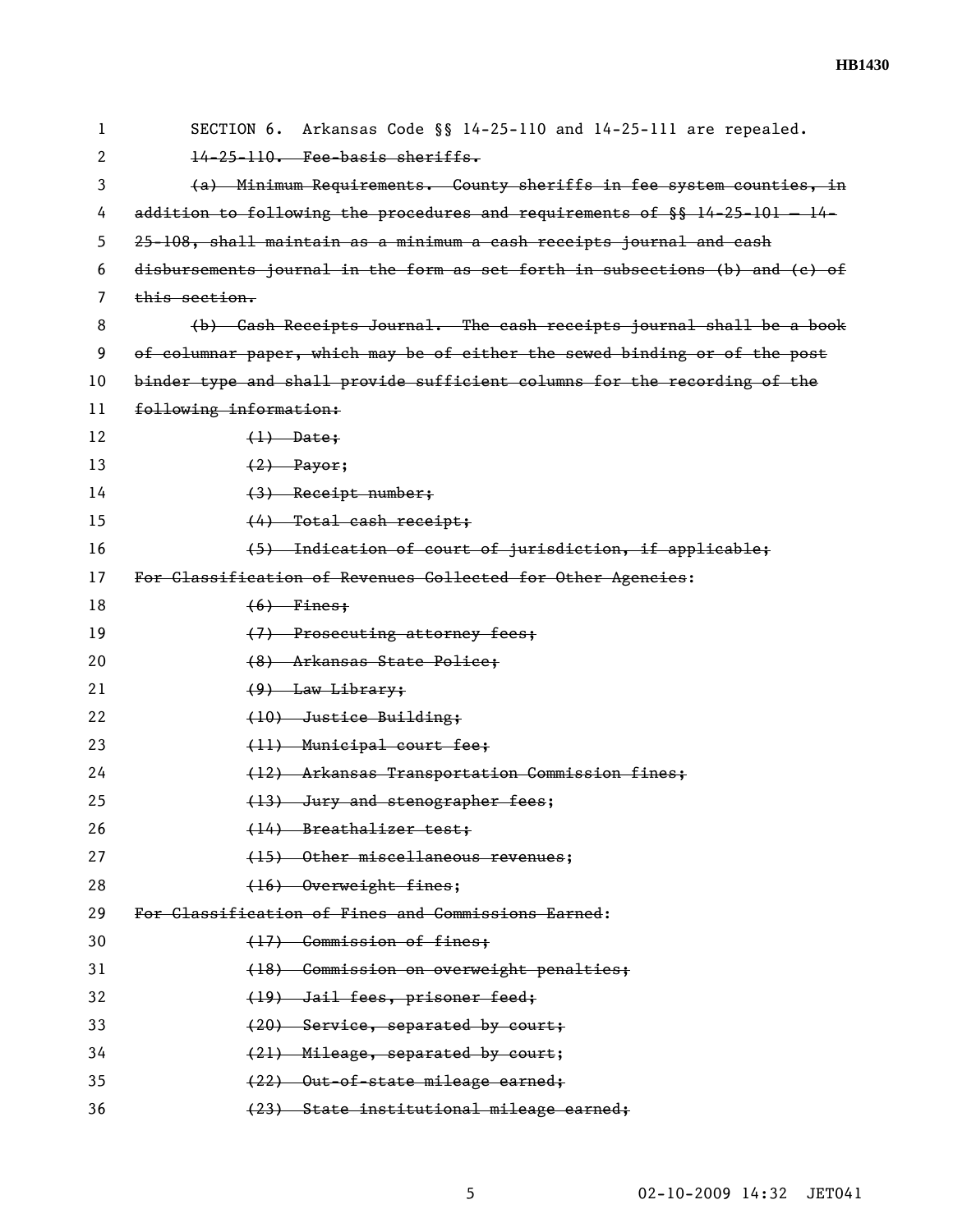SECTION 6. Arkansas Code §§ 14-25-110 and 14-25-111 are repealed.

~~14-25-110. Fee-basis sheriffs.~~

~~(a) Minimum Requirements. County sheriffs in fee system counties, in addition to following the procedures and requirements of §§ 14-25-101 — 14-25-108, shall maintain as a minimum a cash receipts journal and cash disbursements journal in the form as set forth in subsections (b) and (c) of this section.~~

~~(b) Cash Receipts Journal. The cash receipts journal shall be a book of columnar paper, which may be of either the sewed binding or of the post binder type and shall provide sufficient columns for the recording of the following information:~~

~~(1) Date;~~

~~(2) Payor;~~

~~(3) Receipt number;~~

~~(4) Total cash receipt;~~

~~(5) Indication of court of jurisdiction, if applicable;~~

~~For Classification of Revenues Collected for Other Agencies:~~

~~(6) Fines;~~

~~(7) Prosecuting attorney fees;~~

~~(8) Arkansas State Police;~~

~~(9) Law Library;~~

~~(10) Justice Building;~~

~~(11) Municipal court fee;~~

~~(12) Arkansas Transportation Commission fines;~~

~~(13) Jury and stenographer fees;~~

~~(14) Breathalizer test;~~

~~(15) Other miscellaneous revenues;~~

~~(16) Overweight fines;~~

~~For Classification of Fines and Commissions Earned:~~

~~(17) Commission of fines;~~

~~(18) Commission on overweight penalties;~~

~~(19) Jail fees, prisoner feed;~~

~~(20) Service, separated by court;~~

~~(21) Mileage, separated by court;~~

~~(22) Out-of-state mileage earned;~~

~~(23) State institutional mileage earned;~~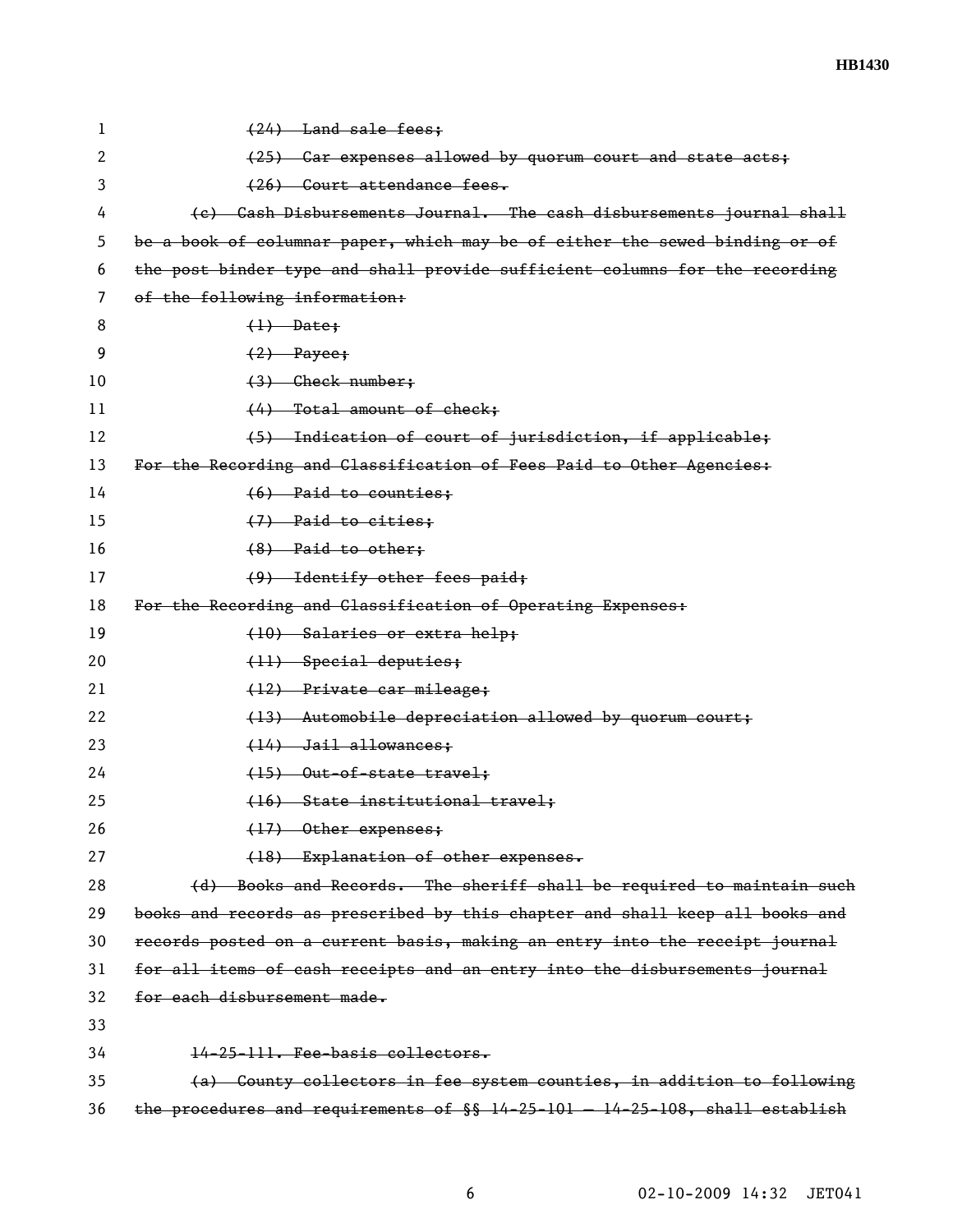~~(24) Land sale fees;~~

~~(25) Car expenses allowed by quorum court and state acts;~~

~~(26) Court attendance fees.~~

~~(c) Cash Disbursements Journal. The cash disbursements journal shall be a book of columnar paper, which may be of either the sewed binding or of the post binder type and shall provide sufficient columns for the recording of the following information:~~

~~(1) Date;~~

~~(2) Payee;~~

~~(3) Check number;~~

~~(4) Total amount of check;~~

~~(5) Indication of court of jurisdiction, if applicable;~~

~~For the Recording and Classification of Fees Paid to Other Agencies:~~

~~(6) Paid to counties;~~

~~(7) Paid to cities;~~

~~(8) Paid to other;~~

~~(9) Identify other fees paid;~~

~~For the Recording and Classification of Operating Expenses:~~

~~(10) Salaries or extra help;~~

~~(11) Special deputies;~~

~~(12) Private car mileage;~~

~~(13) Automobile depreciation allowed by quorum court;~~

~~(14) Jail allowances;~~

~~(15) Out-of-state travel;~~

~~(16) State institutional travel;~~

~~(17) Other expenses;~~

~~(18) Explanation of other expenses.~~

~~(d) Books and Records. The sheriff shall be required to maintain such books and records as prescribed by this chapter and shall keep all books and records posted on a current basis, making an entry into the receipt journal for all items of cash receipts and an entry into the disbursements journal for each disbursement made.~~

~~14-25-111. Fee-basis collectors.~~

~~(a) County collectors in fee system counties, in addition to following the procedures and requirements of §§ 14-25-101 — 14-25-108, shall establish~~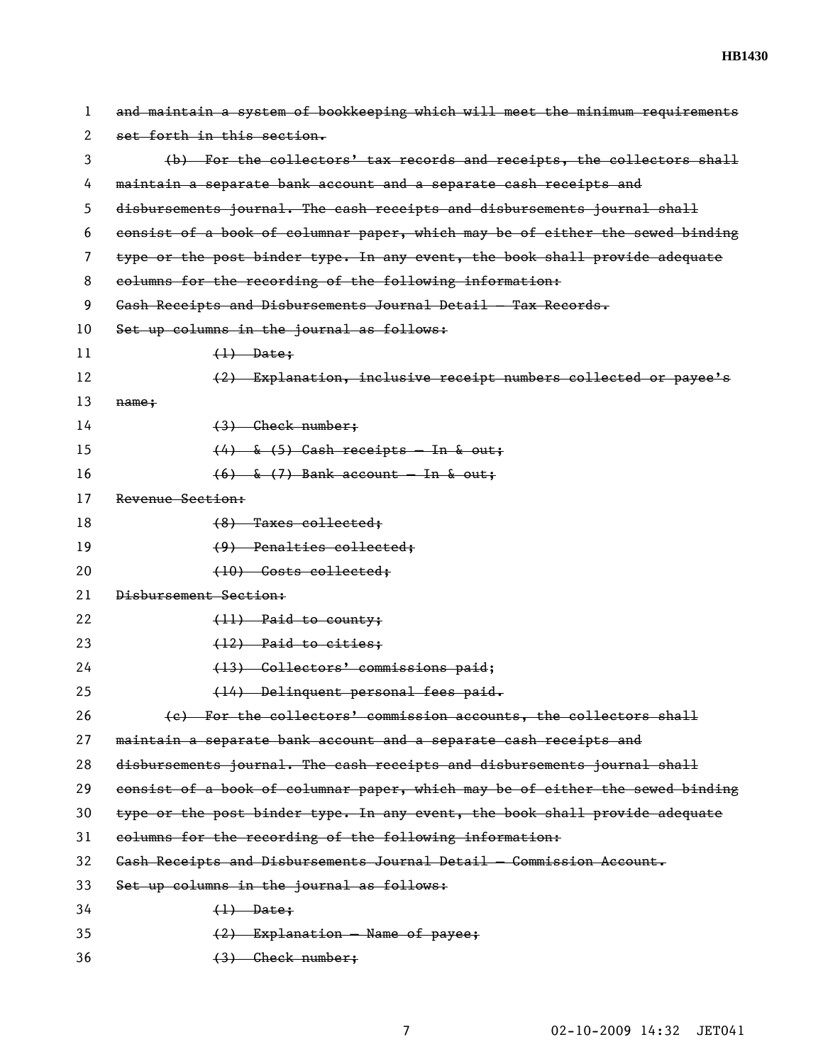~~and maintain a system of bookkeeping which will meet the minimum requirements set forth in this section.~~

~~(b) For the collectors' tax records and receipts, the collectors shall maintain a separate bank account and a separate cash receipts and disbursements journal. The cash receipts and disbursements journal shall consist of a book of columnar paper, which may be of either the sewed binding type or the post binder type. In any event, the book shall provide adequate columns for the recording of the following information:~~

~~Cash Receipts and Disbursements Journal Detail — Tax Records.~~

~~Set up columns in the journal as follows:~~

~~(1) Date;~~

~~(2) Explanation, inclusive receipt numbers collected or payee's name;~~

~~(3) Check number;~~

~~(4) & (5) Cash receipts — In & out;~~

~~(6) & (7) Bank account — In & out;~~

~~Revenue Section:~~

~~(8) Taxes collected;~~

~~(9) Penalties collected;~~

~~(10) Costs collected;~~

~~Disbursement Section:~~

~~(11) Paid to county;~~

~~(12) Paid to cities;~~

~~(13) Collectors' commissions paid;~~

~~(14) Delinquent personal fees paid.~~

~~(c) For the collectors' commission accounts, the collectors shall maintain a separate bank account and a separate cash receipts and disbursements journal. The cash receipts and disbursements journal shall consist of a book of columnar paper, which may be of either the sewed binding type or the post binder type. In any event, the book shall provide adequate columns for the recording of the following information:~~

~~Cash Receipts and Disbursements Journal Detail — Commission Account.~~

~~Set up columns in the journal as follows:~~

~~(1) Date;~~

~~(2) Explanation — Name of payee;~~

~~(3) Check number;~~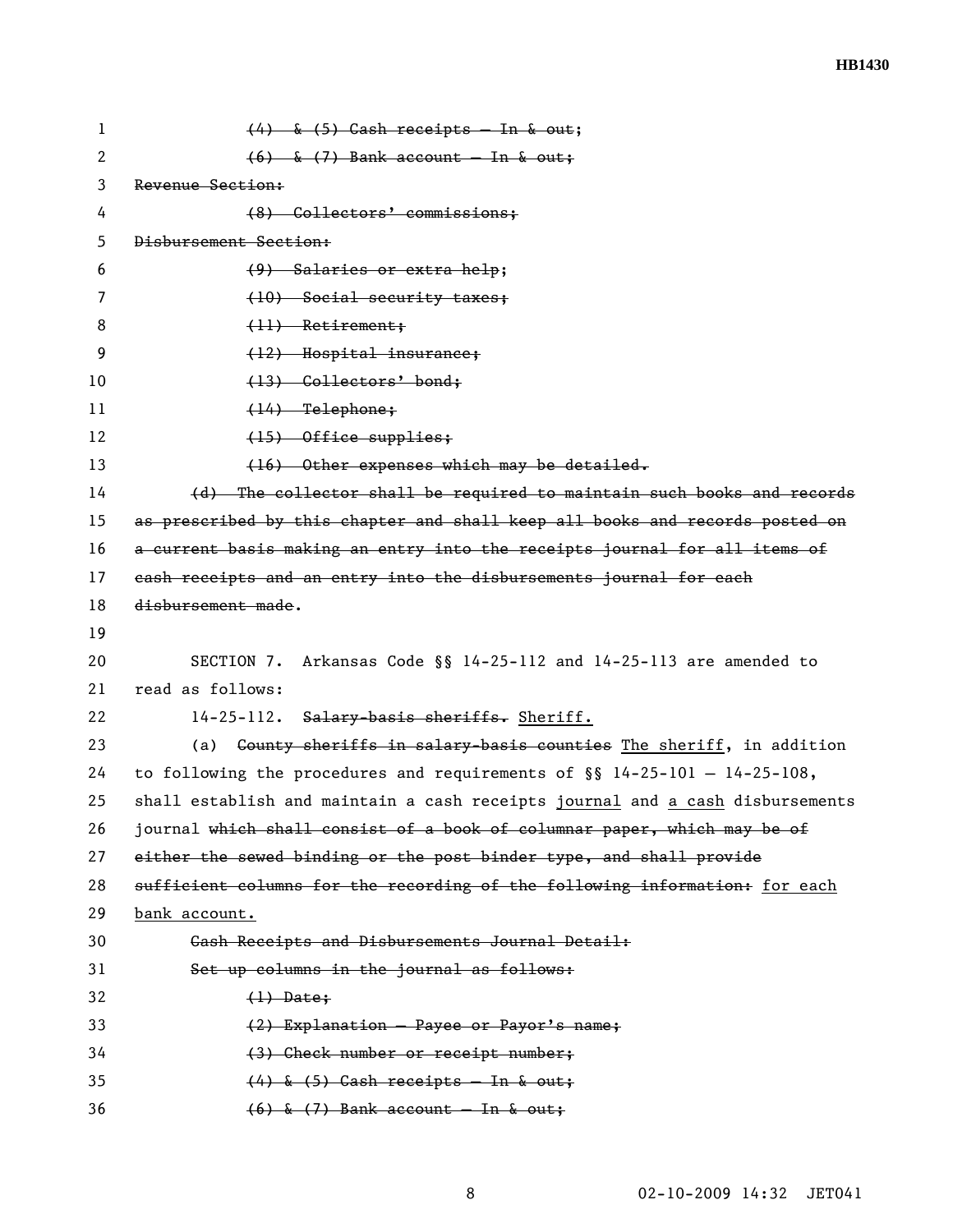~~(4) & (5) Cash receipts – In & out;~~

~~(6) & (7) Bank account – In & out;~~

~~Revenue Section:~~

~~(8) Collectors' commissions;~~

~~Disbursement Section:~~

~~(9) Salaries or extra help;~~

~~(10) Social security taxes;~~

~~(11) Retirement;~~

~~(12) Hospital insurance;~~

~~(13) Collectors' bond;~~

~~(14) Telephone;~~

~~(15) Office supplies;~~

~~(16) Other expenses which may be detailed.~~

~~(d) The collector shall be required to maintain such books and records as prescribed by this chapter and shall keep all books and records posted on a current basis making an entry into the receipts journal for all items of cash receipts and an entry into the disbursements journal for each disbursement made~~.

SECTION 7. Arkansas Code §§ 14-25-112 and 14-25-113 are amended to read as follows:

14-25-112. ~~Salary-basis sheriffs.~~ Sheriff.

(a) ~~County sheriffs in salary-basis counties~~ The sheriff, in addition to following the procedures and requirements of §§ 14-25-101 – 14-25-108, shall establish and maintain a cash receipts journal and a cash disbursements journal ~~which shall consist of a book of columnar paper, which may be of either the sewed binding or the post binder type, and shall provide sufficient columns for the recording of the following information:~~ for each bank account.

~~Cash Receipts and Disbursements Journal Detail:~~

~~Set up columns in the journal as follows:~~

~~(1) Date;~~

~~(2) Explanation – Payee or Payor's name;~~

~~(3) Check number or receipt number;~~

~~(4) & (5) Cash receipts – In & out;~~

~~(6) & (7) Bank account – In & out;~~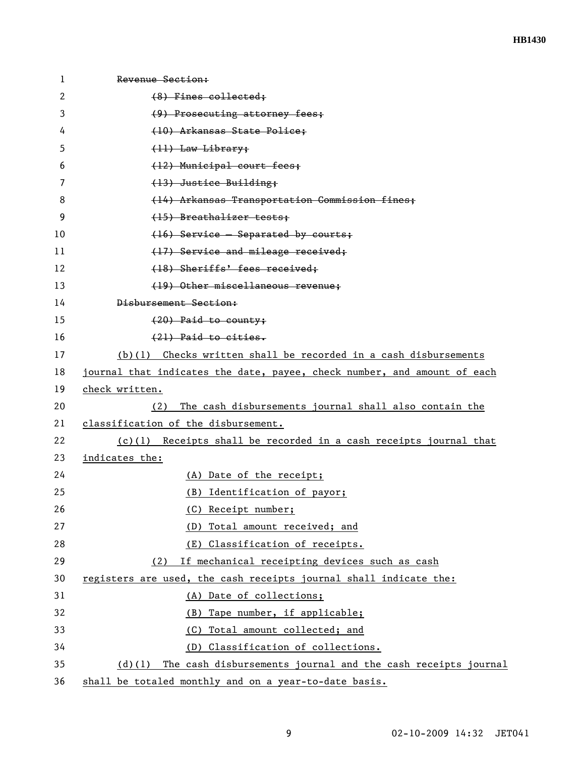~~Revenue Section:~~

~~(8) Fines collected;~~

~~(9) Prosecuting attorney fees;~~

~~(10) Arkansas State Police;~~

~~(11) Law Library;~~

~~(12) Municipal court fees;~~

~~(13) Justice Building;~~

~~(14) Arkansas Transportation Commission fines;~~

~~(15) Breathalizer tests;~~

~~(16) Service — Separated by courts;~~

~~(17) Service and mileage received;~~

~~(18) Sheriffs' fees received;~~

~~(19) Other miscellaneous revenue;~~

~~Disbursement Section:~~

~~(20) Paid to county;~~

~~(21) Paid to cities.~~

(b)(1) Checks written shall be recorded in a cash disbursements journal that indicates the date, payee, check number, and amount of each check written.

(2) The cash disbursements journal shall also contain the classification of the disbursement.

(c)(1) Receipts shall be recorded in a cash receipts journal that indicates the:

(A) Date of the receipt;

(B) Identification of payor;

(C) Receipt number;

(D) Total amount received; and

(E) Classification of receipts.

(2) If mechanical receipting devices such as cash registers are used, the cash receipts journal shall indicate the:

(A) Date of collections;

(B) Tape number, if applicable;

(C) Total amount collected; and

(D) Classification of collections.

(d)(1) The cash disbursements journal and the cash receipts journal shall be totaled monthly and on a year-to-date basis.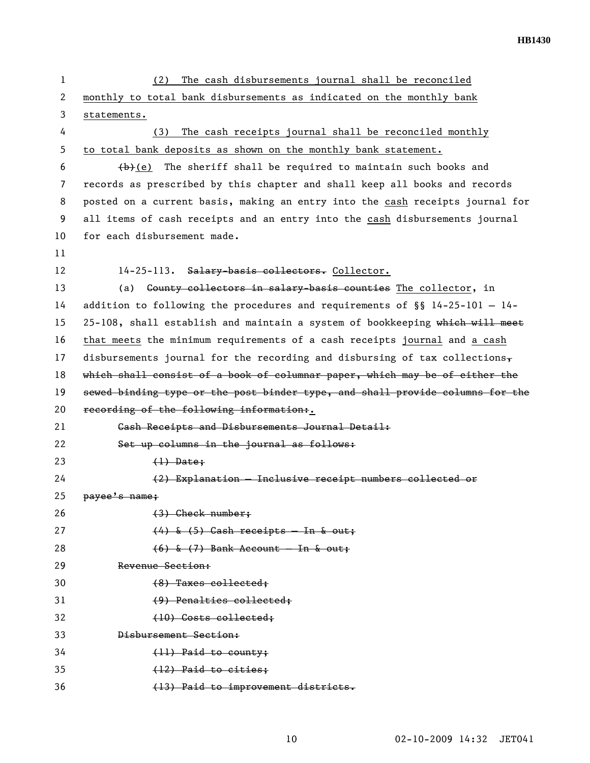(2) The cash disbursements journal shall be reconciled monthly to total bank disbursements as indicated on the monthly bank statements.

(3) The cash receipts journal shall be reconciled monthly to total bank deposits as shown on the monthly bank statement.

~~(b)~~(e) The sheriff shall be required to maintain such books and records as prescribed by this chapter and shall keep all books and records posted on a current basis, making an entry into the cash receipts journal for all items of cash receipts and an entry into the cash disbursements journal for each disbursement made.

14-25-113. ~~Salary-basis collectors.~~ Collector.

(a) ~~County collectors in salary-basis counties~~ The collector, in addition to following the procedures and requirements of §§ 14-25-101 – 14-25-108, shall establish and maintain a system of bookkeeping ~~which will meet~~ that meets the minimum requirements of a cash receipts journal and a cash disbursements journal for the recording and disbursing of tax collections~~, which shall consist of a book of columnar paper, which may be of either the sewed binding type or the post binder type, and shall provide columns for the recording of the following information:~~.

~~Cash Receipts and Disbursements Journal Detail:~~

~~Set up columns in the journal as follows:~~

~~(1) Date;~~

~~(2) Explanation – Inclusive receipt numbers collected or payee's name;~~

~~(3) Check number;~~

~~(4) & (5) Cash receipts – In & out;~~

~~(6) & (7) Bank Account – In & out;~~

~~Revenue Section:~~

~~(8) Taxes collected;~~

~~(9) Penalties collected;~~

~~(10) Costs collected;~~

~~Disbursement Section:~~

~~(11) Paid to county;~~

~~(12) Paid to cities;~~

~~(13) Paid to improvement districts.~~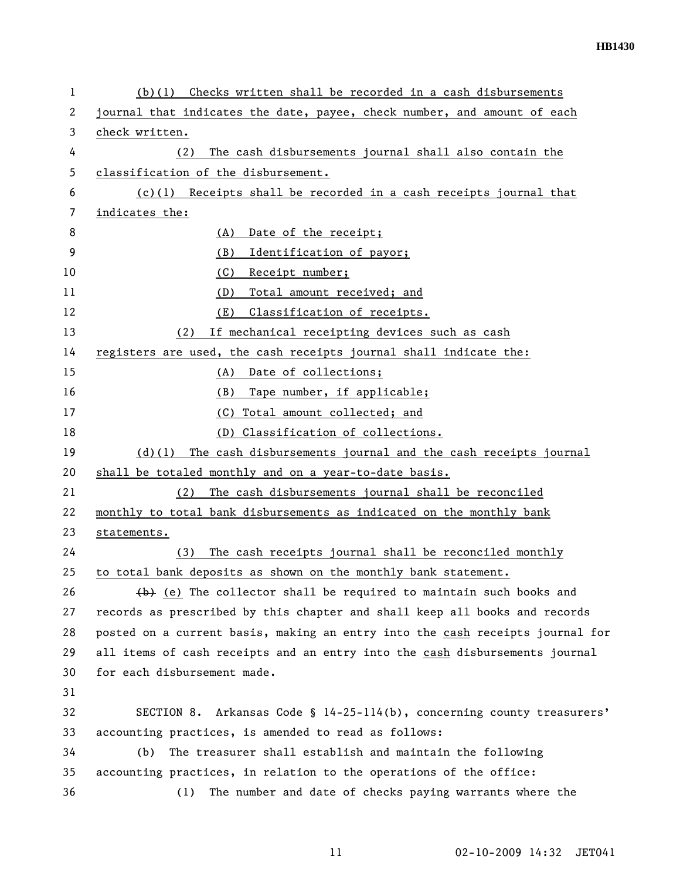(b)(1) Checks written shall be recorded in a cash disbursements journal that indicates the date, payee, check number, and amount of each check written.

(2) The cash disbursements journal shall also contain the classification of the disbursement.

(c)(1) Receipts shall be recorded in a cash receipts journal that indicates the:

(A) Date of the receipt;

(B) Identification of payor;

(C) Receipt number;

(D) Total amount received; and

(E) Classification of receipts.

(2) If mechanical receipting devices such as cash registers are used, the cash receipts journal shall indicate the:

(A) Date of collections;

(B) Tape number, if applicable;

(C) Total amount collected; and

(D) Classification of collections.

(d)(1) The cash disbursements journal and the cash receipts journal shall be totaled monthly and on a year-to-date basis.

(2) The cash disbursements journal shall be reconciled monthly to total bank disbursements as indicated on the monthly bank statements.

(3) The cash receipts journal shall be reconciled monthly to total bank deposits as shown on the monthly bank statement.

~~(b)~~ (e) The collector shall be required to maintain such books and records as prescribed by this chapter and shall keep all books and records posted on a current basis, making an entry into the cash receipts journal for all items of cash receipts and an entry into the cash disbursements journal for each disbursement made.

SECTION 8. Arkansas Code § 14-25-114(b), concerning county treasurers' accounting practices, is amended to read as follows:

(b) The treasurer shall establish and maintain the following accounting practices, in relation to the operations of the office:

(1) The number and date of checks paying warrants where the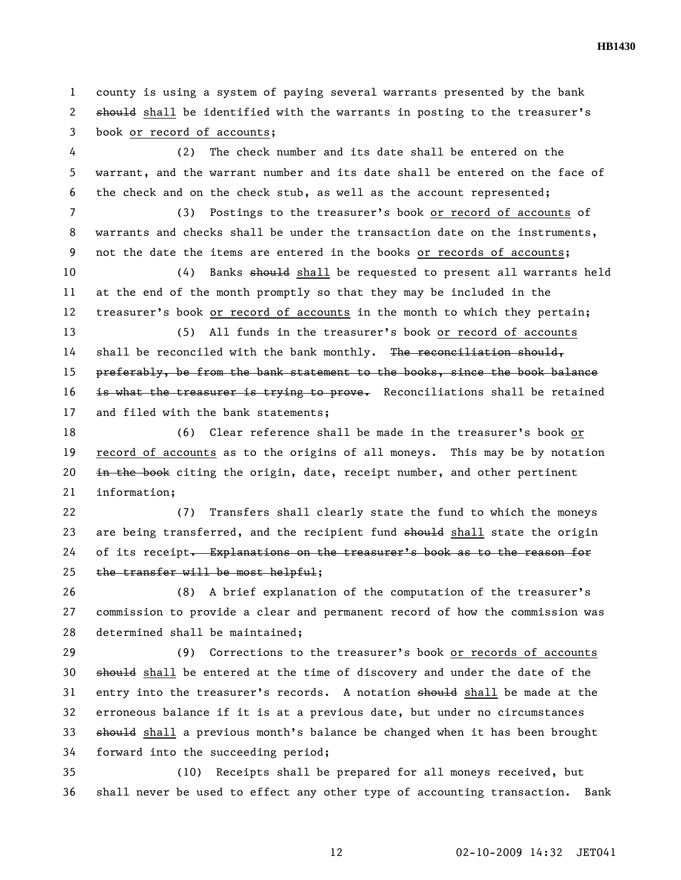county is using a system of paying several warrants presented by the bank ~~should~~ shall be identified with the warrants in posting to the treasurer's book or record of accounts;

(2) The check number and its date shall be entered on the warrant, and the warrant number and its date shall be entered on the face of the check and on the check stub, as well as the account represented;

(3) Postings to the treasurer's book or record of accounts of warrants and checks shall be under the transaction date on the instruments, not the date the items are entered in the books or records of accounts;

(4) Banks ~~should~~ shall be requested to present all warrants held at the end of the month promptly so that they may be included in the treasurer's book or record of accounts in the month to which they pertain;

(5) All funds in the treasurer's book or record of accounts shall be reconciled with the bank monthly. ~~The reconciliation should, preferably, be from the bank statement to the books, since the book balance is what the treasurer is trying to prove.~~ Reconciliations shall be retained and filed with the bank statements;

(6) Clear reference shall be made in the treasurer's book or record of accounts as to the origins of all moneys. This may be by notation ~~in the book~~ citing the origin, date, receipt number, and other pertinent information;

(7) Transfers shall clearly state the fund to which the moneys are being transferred, and the recipient fund ~~should~~ shall state the origin of its receipt~~. Explanations on the treasurer's book as to the reason for the transfer will be most helpful~~;

(8) A brief explanation of the computation of the treasurer's commission to provide a clear and permanent record of how the commission was determined shall be maintained;

(9) Corrections to the treasurer's book or records of accounts ~~should~~ shall be entered at the time of discovery and under the date of the entry into the treasurer's records. A notation ~~should~~ shall be made at the erroneous balance if it is at a previous date, but under no circumstances ~~should~~ shall a previous month's balance be changed when it has been brought forward into the succeeding period;

(10) Receipts shall be prepared for all moneys received, but shall never be used to effect any other type of accounting transaction. Bank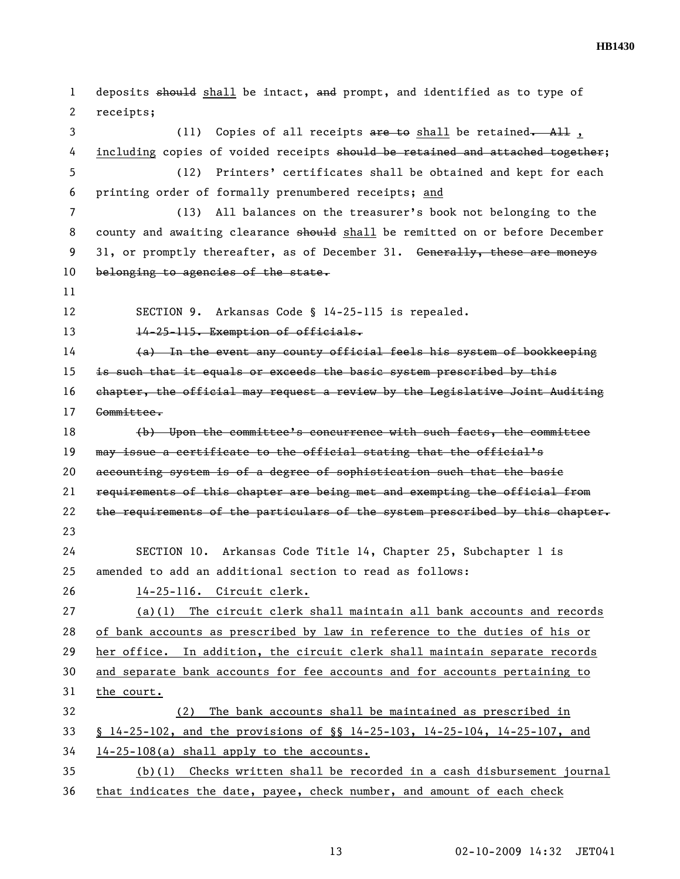deposits ~~should~~ shall be intact, ~~and~~ prompt, and identified as to type of receipts;

(11) Copies of all receipts ~~are to~~ shall be retained~~. All~~ , including copies of voided receipts ~~should be retained and attached together~~;

(12) Printers' certificates shall be obtained and kept for each printing order of formally prenumbered receipts; and

(13) All balances on the treasurer's book not belonging to the county and awaiting clearance ~~should~~ shall be remitted on or before December 31, or promptly thereafter, as of December 31. ~~Generally, these are moneys belonging to agencies of the state.~~

SECTION 9. Arkansas Code § 14-25-115 is repealed.

~~14-25-115. Exemption of officials.~~

~~(a) In the event any county official feels his system of bookkeeping is such that it equals or exceeds the basic system prescribed by this chapter, the official may request a review by the Legislative Joint Auditing Committee.~~

~~(b) Upon the committee's concurrence with such facts, the committee may issue a certificate to the official stating that the official's accounting system is of a degree of sophistication such that the basic requirements of this chapter are being met and exempting the official from the requirements of the particulars of the system prescribed by this chapter.~~

SECTION 10. Arkansas Code Title 14, Chapter 25, Subchapter 1 is amended to add an additional section to read as follows:

<u>14-25-116. Circuit clerk.</u>

<u>(a)(1) The circuit clerk shall maintain all bank accounts and records of bank accounts as prescribed by law in reference to the duties of his or her office. In addition, the circuit clerk shall maintain separate records and separate bank accounts for fee accounts and for accounts pertaining to the court.</u>

<u>(2) The bank accounts shall be maintained as prescribed in § 14-25-102, and the provisions of §§ 14-25-103, 14-25-104, 14-25-107, and 14-25-108(a) shall apply to the accounts.</u>

<u>(b)(1) Checks written shall be recorded in a cash disbursement journal that indicates the date, payee, check number, and amount of each check</u>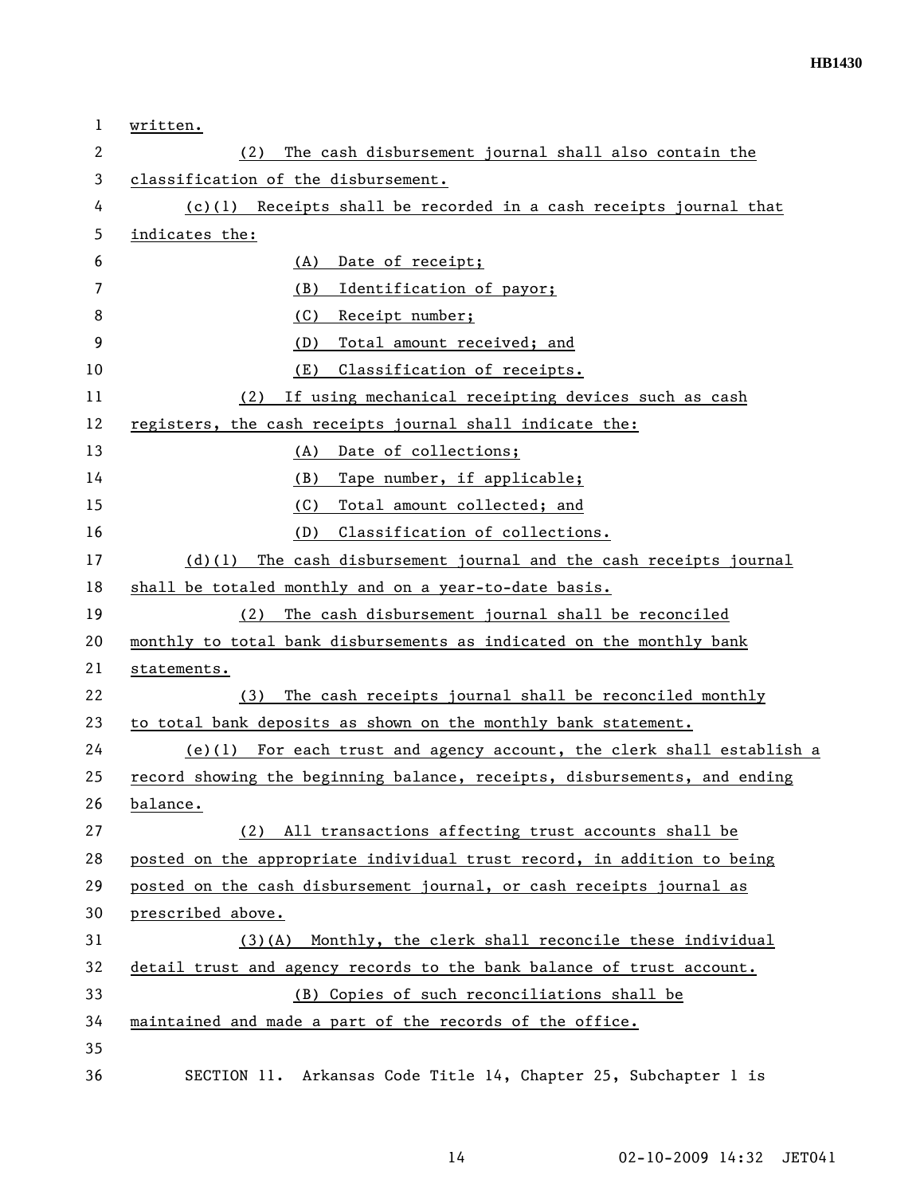written.

(2) The cash disbursement journal shall also contain the classification of the disbursement.

(c)(1) Receipts shall be recorded in a cash receipts journal that indicates the:

(A) Date of receipt;

(B) Identification of payor;

(C) Receipt number;

(D) Total amount received; and

(E) Classification of receipts.

(2) If using mechanical receipting devices such as cash registers, the cash receipts journal shall indicate the:

(A) Date of collections;

(B) Tape number, if applicable;

(C) Total amount collected; and

(D) Classification of collections.

(d)(1) The cash disbursement journal and the cash receipts journal shall be totaled monthly and on a year-to-date basis.

(2) The cash disbursement journal shall be reconciled monthly to total bank disbursements as indicated on the monthly bank statements.

(3) The cash receipts journal shall be reconciled monthly to total bank deposits as shown on the monthly bank statement.

(e)(1) For each trust and agency account, the clerk shall establish a record showing the beginning balance, receipts, disbursements, and ending balance.

(2) All transactions affecting trust accounts shall be posted on the appropriate individual trust record, in addition to being posted on the cash disbursement journal, or cash receipts journal as prescribed above.

(3)(A) Monthly, the clerk shall reconcile these individual detail trust and agency records to the bank balance of trust account.

(B) Copies of such reconciliations shall be maintained and made a part of the records of the office.

SECTION 11. Arkansas Code Title 14, Chapter 25, Subchapter 1 is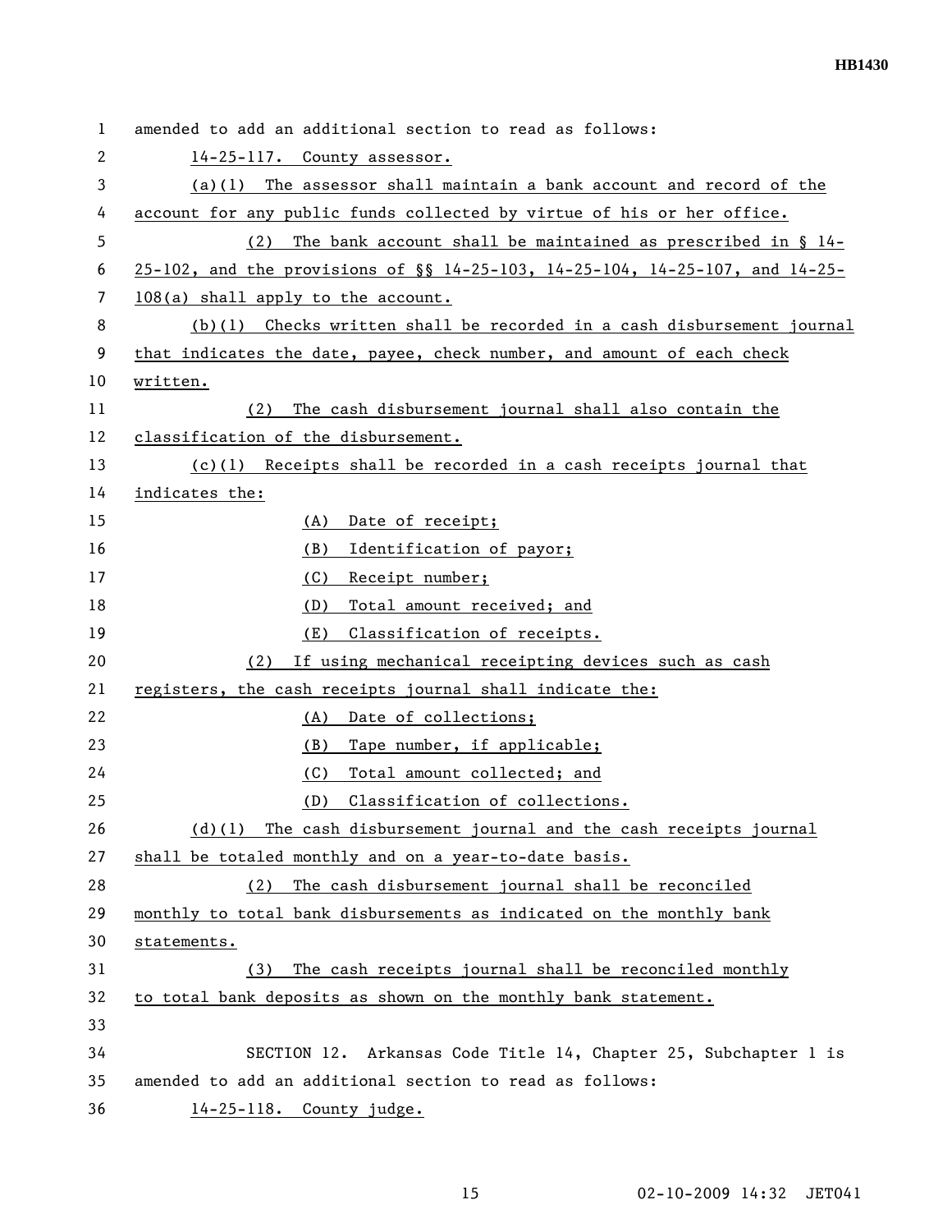amended to add an additional section to read as follows:

14-25-117. County assessor.

(a)(1) The assessor shall maintain a bank account and record of the account for any public funds collected by virtue of his or her office.

(2) The bank account shall be maintained as prescribed in § 14-25-102, and the provisions of §§ 14-25-103, 14-25-104, 14-25-107, and 14-25-108(a) shall apply to the account.

(b)(1) Checks written shall be recorded in a cash disbursement journal that indicates the date, payee, check number, and amount of each check written.

(2) The cash disbursement journal shall also contain the classification of the disbursement.

(c)(1) Receipts shall be recorded in a cash receipts journal that indicates the:

(A) Date of receipt;

(B) Identification of payor;

(C) Receipt number;

(D) Total amount received; and

(E) Classification of receipts.

(2) If using mechanical receipting devices such as cash registers, the cash receipts journal shall indicate the:

(A) Date of collections;

(B) Tape number, if applicable;

(C) Total amount collected; and

(D) Classification of collections.

(d)(1) The cash disbursement journal and the cash receipts journal shall be totaled monthly and on a year-to-date basis.

(2) The cash disbursement journal shall be reconciled monthly to total bank disbursements as indicated on the monthly bank statements.

(3) The cash receipts journal shall be reconciled monthly to total bank deposits as shown on the monthly bank statement.

SECTION 12. Arkansas Code Title 14, Chapter 25, Subchapter 1 is amended to add an additional section to read as follows:

14-25-118. County judge.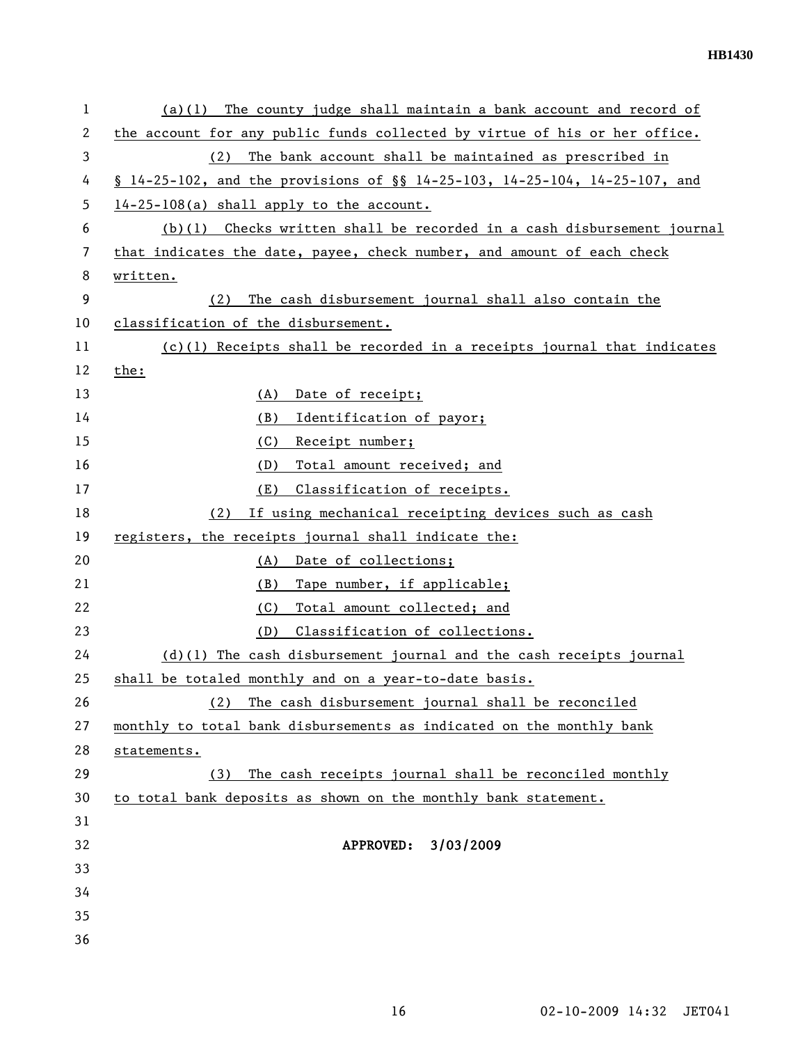(a)(1) The county judge shall maintain a bank account and record of the account for any public funds collected by virtue of his or her office.

(2) The bank account shall be maintained as prescribed in § 14-25-102, and the provisions of §§ 14-25-103, 14-25-104, 14-25-107, and 14-25-108(a) shall apply to the account.

(b)(1) Checks written shall be recorded in a cash disbursement journal that indicates the date, payee, check number, and amount of each check written.

(2) The cash disbursement journal shall also contain the classification of the disbursement.

(c)(1) Receipts shall be recorded in a receipts journal that indicates the:

(A) Date of receipt;

(B) Identification of payor;

(C) Receipt number;

(D) Total amount received; and

(E) Classification of receipts.

(2) If using mechanical receipting devices such as cash registers, the receipts journal shall indicate the:

(A) Date of collections;

(B) Tape number, if applicable;

(C) Total amount collected; and

(D) Classification of collections.

(d)(1) The cash disbursement journal and the cash receipts journal shall be totaled monthly and on a year-to-date basis.

(2) The cash disbursement journal shall be reconciled monthly to total bank disbursements as indicated on the monthly bank statements.

(3) The cash receipts journal shall be reconciled monthly to total bank deposits as shown on the monthly bank statement.

**APPROVED: 3/03/2009**